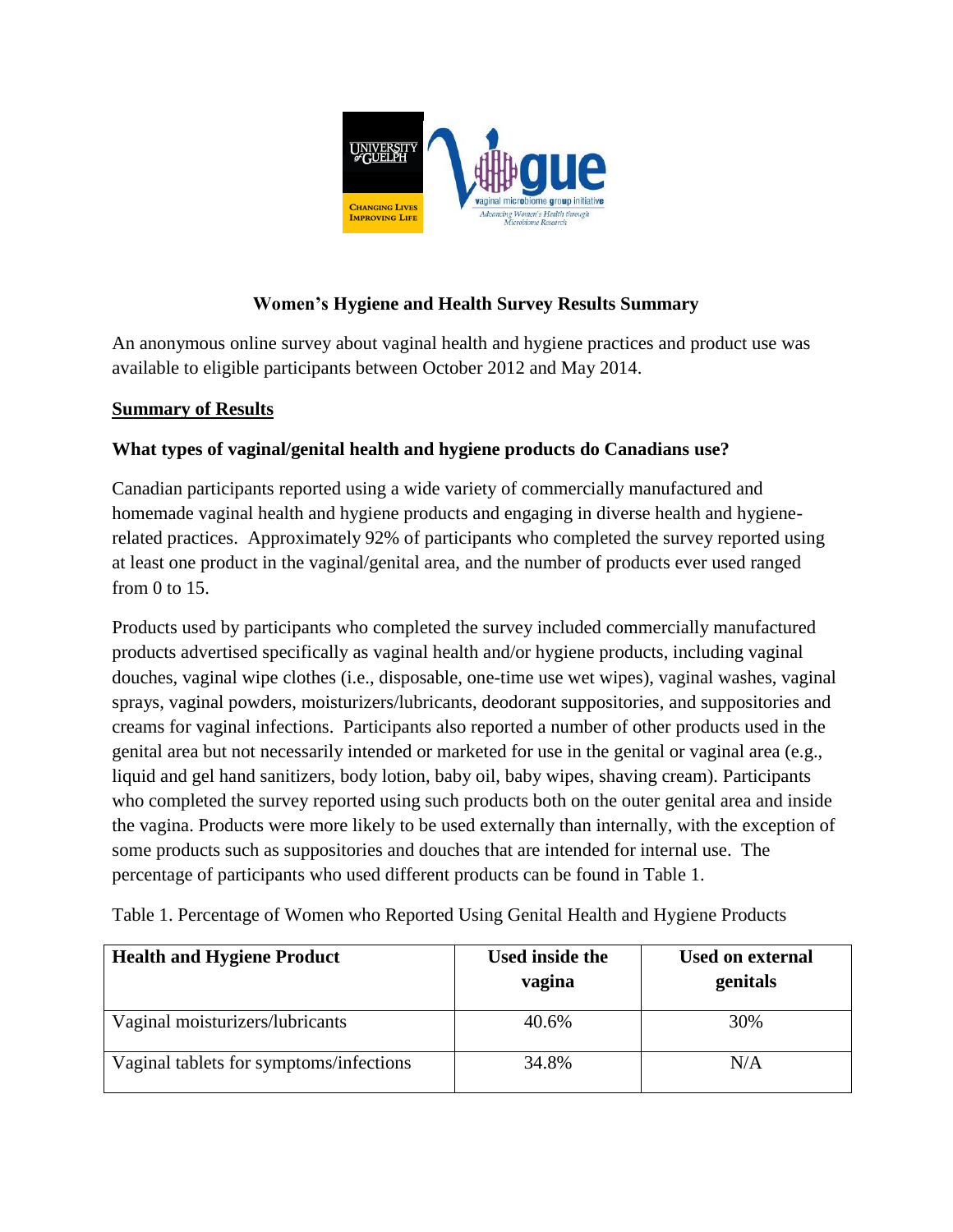# Women's Hygiene and Health Survey Results Summary

An anonymous online survey about vaginal health and hygiene practices and product use was available to eligible participants between October 2012 and May 2014.

## Summary of Results

### What types of vaginal/genital health and hygiene products do Canadians use?

Canadian participants reported using a wide variety of commercially manufactured and homemade vaginal health and hygiene products and engaging in diverse health and hygiene-related practices. Approximately 92% of participants who completed the survey reported using at least one product in the vaginal/genital area, and the number of products ever used ranged from 0 to 15.

Products used by participants who completed the survey included commercially manufactured products advertised specifically as vaginal health and/or hygiene products, including vaginal douches, vaginal wipe clothes (i.e., disposable, one-time use wet wipes), vaginal washes, vaginal sprays, vaginal powders, moisturizers/lubricants, deodorant suppositories, and suppositories and creams for vaginal infections. Participants also reported a number of other products used in the genital area but not necessarily intended or marketed for use in the genital or vaginal area (e.g., liquid and gel hand sanitizers, body lotion, baby oil, baby wipes, shaving cream). Participants who completed the survey reported using such products both on the outer genital area and inside the vagina. Products were more likely to be used externally than internally, with the exception of some products such as suppositories and douches that are intended for internal use. The percentage of participants who used different products can be found in Table 1.

Table 1. Percentage of Women who Reported Using Genital Health and Hygiene Products

| Health and Hygiene Product | Used inside the vagina | Used on external genitals |
|---|---|---|
| Vaginal moisturizers/lubricants | 40.6% | 30% |
| Vaginal tablets for symptoms/infections | 34.8% | N/A |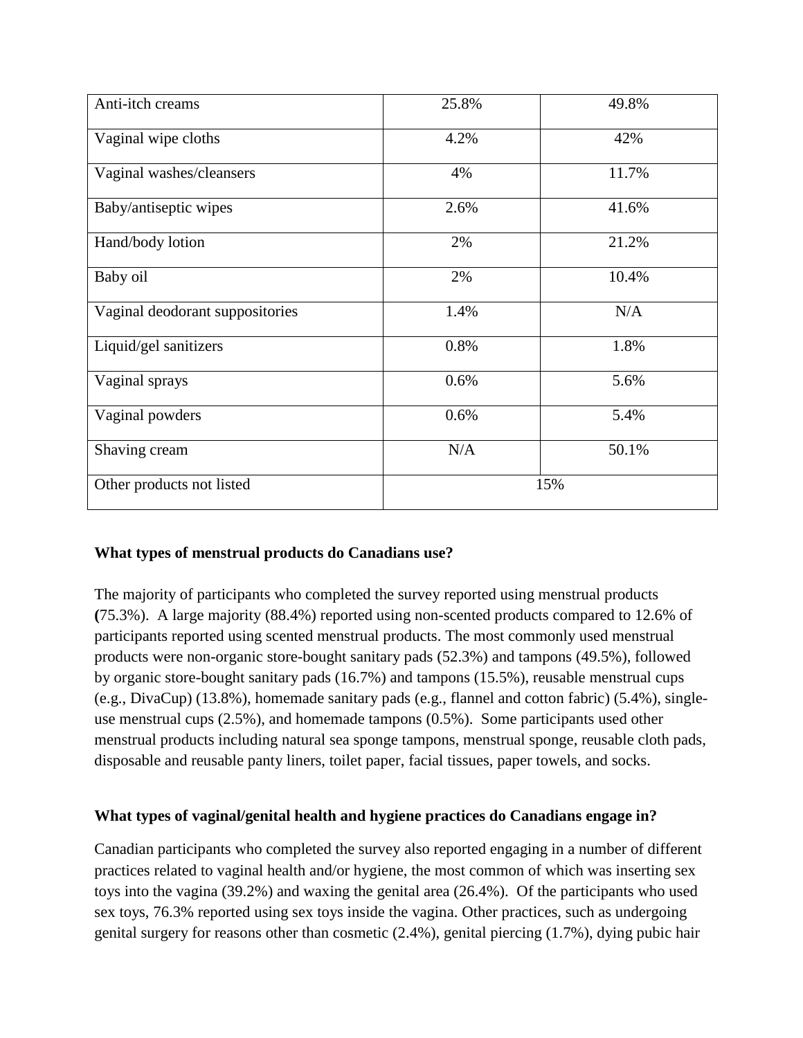| | | |
|---|---|---|
| Anti-itch creams | 25.8% | 49.8% |
| Vaginal wipe cloths | 4.2% | 42% |
| Vaginal washes/cleansers | 4% | 11.7% |
| Baby/antiseptic wipes | 2.6% | 41.6% |
| Hand/body lotion | 2% | 21.2% |
| Baby oil | 2% | 10.4% |
| Vaginal deodorant suppositories | 1.4% | N/A |
| Liquid/gel sanitizers | 0.8% | 1.8% |
| Vaginal sprays | 0.6% | 5.6% |
| Vaginal powders | 0.6% | 5.4% |
| Shaving cream | N/A | 50.1% |
| Other products not listed | 15% | |

**What types of menstrual products do Canadians use?**

The majority of participants who completed the survey reported using menstrual products **(**75.3%). A large majority (88.4%) reported using non-scented products compared to 12.6% of participants reported using scented menstrual products. The most commonly used menstrual products were non-organic store-bought sanitary pads (52.3%) and tampons (49.5%), followed by organic store-bought sanitary pads (16.7%) and tampons (15.5%), reusable menstrual cups (e.g., DivaCup) (13.8%), homemade sanitary pads (e.g., flannel and cotton fabric) (5.4%), single-use menstrual cups (2.5%), and homemade tampons (0.5%). Some participants used other menstrual products including natural sea sponge tampons, menstrual sponge, reusable cloth pads, disposable and reusable panty liners, toilet paper, facial tissues, paper towels, and socks.

**What types of vaginal/genital health and hygiene practices do Canadians engage in?**

Canadian participants who completed the survey also reported engaging in a number of different practices related to vaginal health and/or hygiene, the most common of which was inserting sex toys into the vagina (39.2%) and waxing the genital area (26.4%). Of the participants who used sex toys, 76.3% reported using sex toys inside the vagina. Other practices, such as undergoing genital surgery for reasons other than cosmetic (2.4%), genital piercing (1.7%), dying pubic hair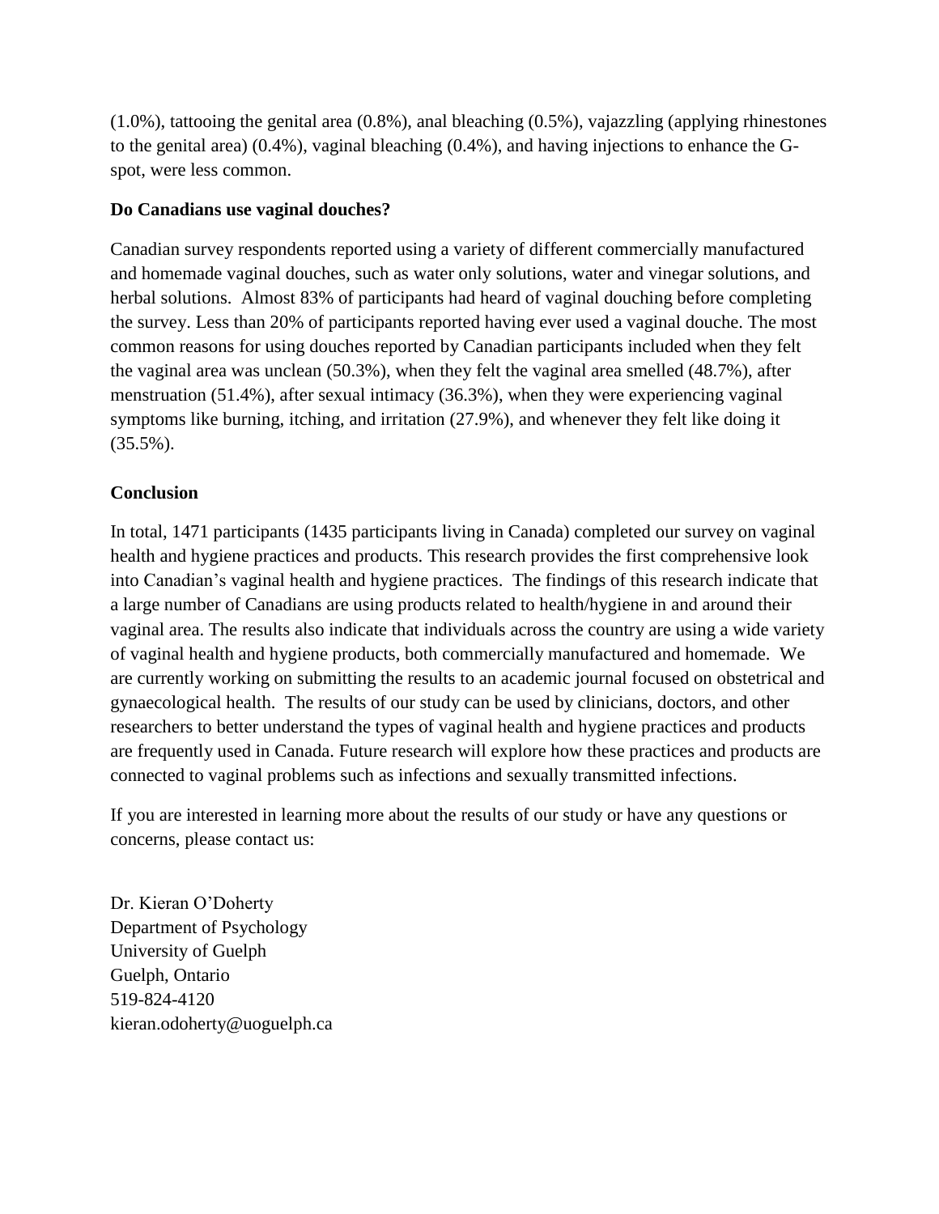(1.0%), tattooing the genital area (0.8%), anal bleaching (0.5%), vajazzling (applying rhinestones to the genital area) (0.4%), vaginal bleaching (0.4%), and having injections to enhance the G-spot, were less common.

**Do Canadians use vaginal douches?**

Canadian survey respondents reported using a variety of different commercially manufactured and homemade vaginal douches, such as water only solutions, water and vinegar solutions, and herbal solutions. Almost 83% of participants had heard of vaginal douching before completing the survey. Less than 20% of participants reported having ever used a vaginal douche. The most common reasons for using douches reported by Canadian participants included when they felt the vaginal area was unclean (50.3%), when they felt the vaginal area smelled (48.7%), after menstruation (51.4%), after sexual intimacy (36.3%), when they were experiencing vaginal symptoms like burning, itching, and irritation (27.9%), and whenever they felt like doing it (35.5%).

**Conclusion**

In total, 1471 participants (1435 participants living in Canada) completed our survey on vaginal health and hygiene practices and products. This research provides the first comprehensive look into Canadian's vaginal health and hygiene practices. The findings of this research indicate that a large number of Canadians are using products related to health/hygiene in and around their vaginal area. The results also indicate that individuals across the country are using a wide variety of vaginal health and hygiene products, both commercially manufactured and homemade. We are currently working on submitting the results to an academic journal focused on obstetrical and gynaecological health. The results of our study can be used by clinicians, doctors, and other researchers to better understand the types of vaginal health and hygiene practices and products are frequently used in Canada. Future research will explore how these practices and products are connected to vaginal problems such as infections and sexually transmitted infections.

If you are interested in learning more about the results of our study or have any questions or concerns, please contact us:

Dr. Kieran O'Doherty
Department of Psychology
University of Guelph
Guelph, Ontario
519-824-4120
kieran.odoherty@uoguelph.ca